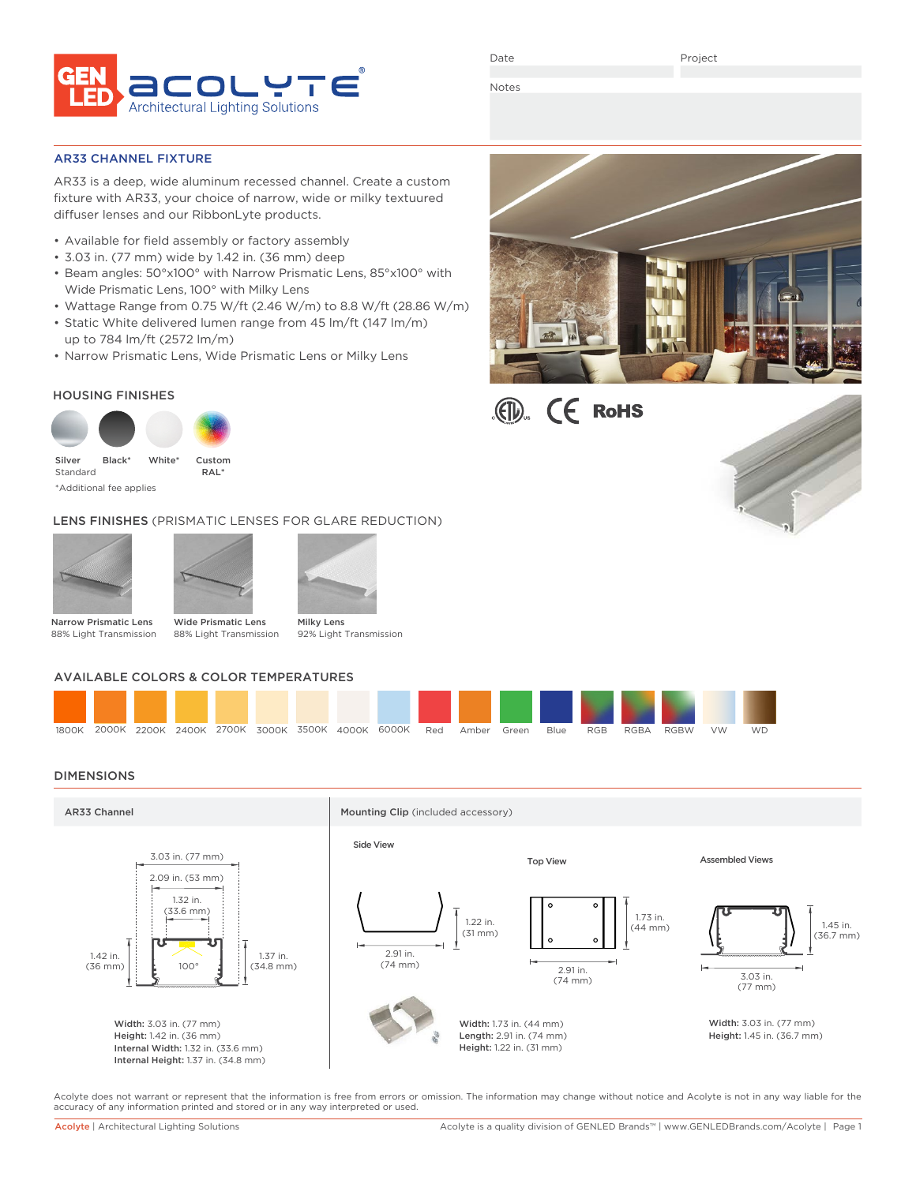GEN LED acolyte®
Architectural Lighting Solutions

Date | Project

Notes

## AR33 CHANNEL FIXTURE

AR33 is a deep, wide aluminum recessed channel. Create a custom fixture with AR33, your choice of narrow, wide or milky textuured diffuser lenses and our RibbonLyte products.

- Available for field assembly or factory assembly
- 3.03 in. (77 mm) wide by 1.42 in. (36 mm) deep
- Beam angles: 50°x100° with Narrow Prismatic Lens, 85°x100° with Wide Prismatic Lens, 100° with Milky Lens
- Wattage Range from 0.75 W/ft (2.46 W/m) to 8.8 W/ft (28.86 W/m)
- Static White delivered lumen range from 45 lm/ft (147 lm/m) up to 784 lm/ft (2572 lm/m)
- Narrow Prismatic Lens, Wide Prismatic Lens or Milky Lens

### HOUSING FINISHES

Silver Standard | Black* | White* | Custom RAL*

*Additional fee applies

### LENS FINISHES (PRISMATIC LENSES FOR GLARE REDUCTION)

- Narrow Prismatic Lens – 88% Light Transmission
- Wide Prismatic Lens – 88% Light Transmission
- Milky Lens – 92% Light Transmission

### AVAILABLE COLORS & COLOR TEMPERATURES

1800K | 2000K | 2200K | 2400K | 2700K | 3000K | 3500K | 4000K | 6000K | Red | Amber | Green | Blue | RGB | RGBA | RGBW | VW | WD

## DIMENSIONS

### AR33 Channel

3.03 in. (77 mm); 2.09 in. (53 mm); 1.32 in. (33.6 mm); 1.42 in. (36 mm); 1.37 in. (34.8 mm); 100°

**Width:** 3.03 in. (77 mm)
**Height:** 1.42 in. (36 mm)
**Internal Width:** 1.32 in. (33.6 mm)
**Internal Height:** 1.37 in. (34.8 mm)

### Mounting Clip (included accessory)

Side View: 1.22 in. (31 mm); 2.91 in. (74 mm)

Top View: 1.73 in. (44 mm); 2.91 in. (74 mm)

Assembled Views: 1.45 in. (36.7 mm); 3.03 in. (77 mm)

**Width:** 1.73 in. (44 mm)
**Length:** 2.91 in. (74 mm)
**Height:** 1.22 in. (31 mm)

**Width:** 3.03 in. (77 mm)
**Height:** 1.45 in. (36.7 mm)

Acolyte does not warrant or represent that the information is free from errors or omission. The information may change without notice and Acolyte is not in any way liable for the accuracy of any information printed and stored or in any way interpreted or used.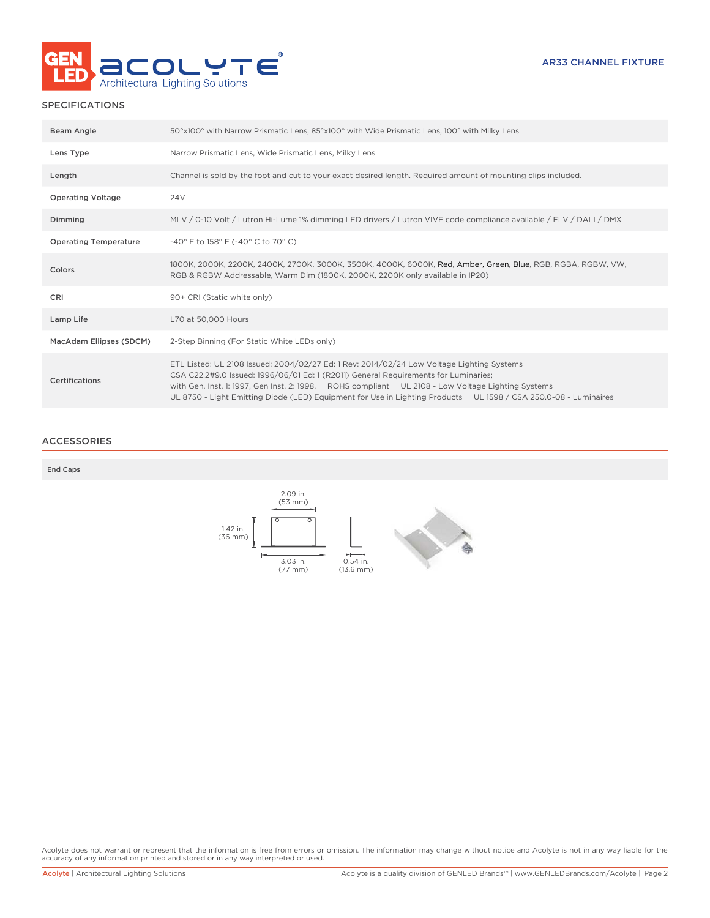AR33 CHANNEL FIXTURE

## SPECIFICATIONS

| | |
|---|---|
| Beam Angle | 50°x100° with Narrow Prismatic Lens, 85°x100° with Wide Prismatic Lens, 100° with Milky Lens |
| Lens Type | Narrow Prismatic Lens, Wide Prismatic Lens, Milky Lens |
| Length | Channel is sold by the foot and cut to your exact desired length. Required amount of mounting clips included. |
| Operating Voltage | 24V |
| Dimming | MLV / 0-10 Volt / Lutron Hi-Lume 1% dimming LED drivers / Lutron VIVE code compliance available / ELV / DALI / DMX |
| Operating Temperature | -40° F to 158° F (-40° C to 70° C) |
| Colors | 1800K, 2000K, 2200K, 2400K, 2700K, 3000K, 3500K, 4000K, 6000K, Red, Amber, Green, Blue, RGB, RGBA, RGBW, VW, RGB & RGBW Addressable, Warm Dim (1800K, 2000K, 2200K only available in IP20) |
| CRI | 90+ CRI (Static white only) |
| Lamp Life | L70 at 50,000 Hours |
| MacAdam Ellipses (SDCM) | 2-Step Binning (For Static White LEDs only) |
| Certifications | ETL Listed: UL 2108 Issued: 2004/02/27 Ed: 1 Rev: 2014/02/24 Low Voltage Lighting Systems<br>CSA C22.2#9.0 Issued: 1996/06/01 Ed: 1 (R2011) General Requirements for Luminaries;<br>with Gen. Inst. 1: 1997, Gen Inst. 2: 1998. ROHS compliant UL 2108 - Low Voltage Lighting Systems<br>UL 8750 - Light Emitting Diode (LED) Equipment for Use in Lighting Products UL 1598 / CSA 250.0-08 - Luminaires |

## ACCESSORIES

**End Caps**

2.09 in. (53 mm)

1.42 in. (36 mm)

3.03 in. (77 mm)

0.54 in. (13.6 mm)

Acolyte does not warrant or represent that the information is free from errors or omission. The information may change without notice and Acolyte is not in any way liable for the accuracy of any information printed and stored or in any way interpreted or used.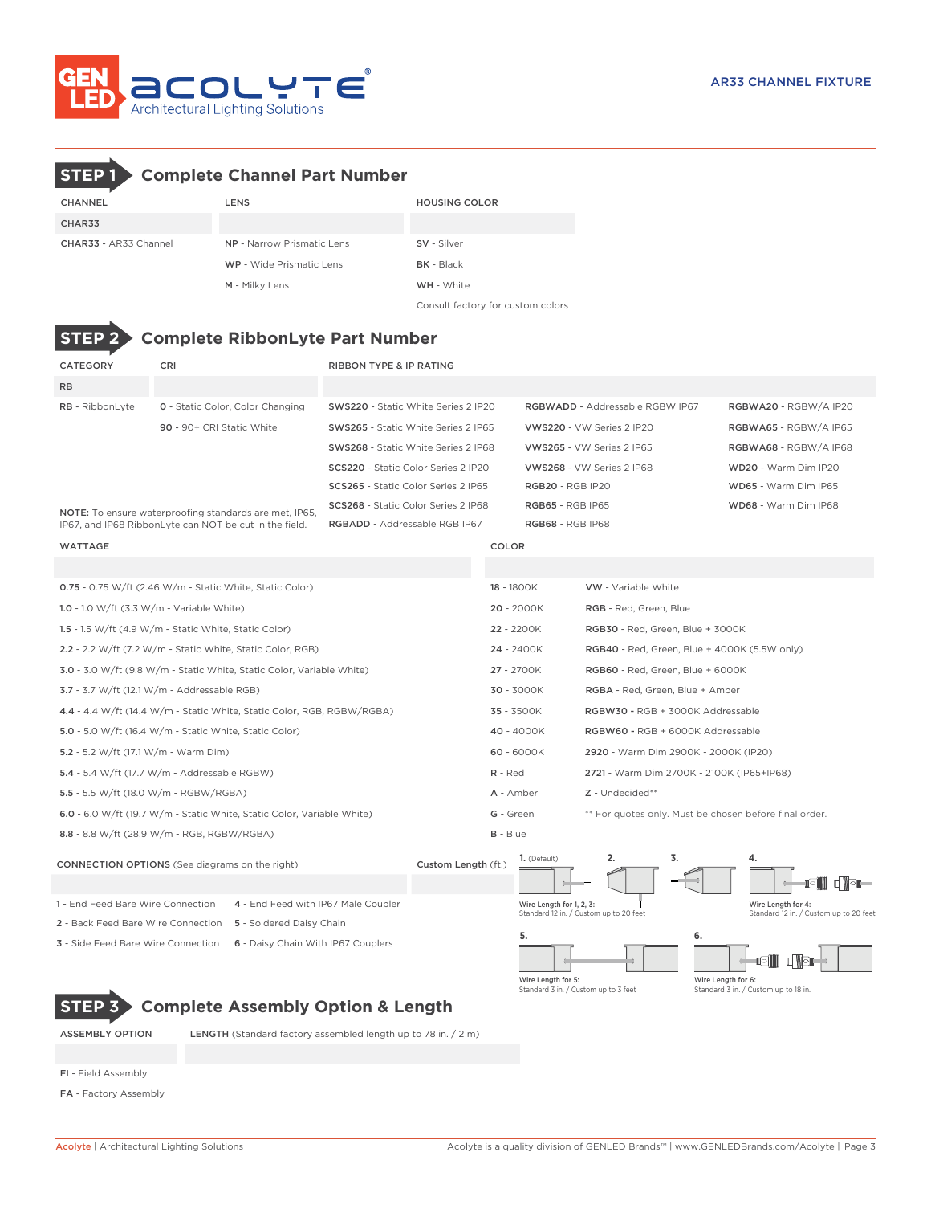AR33 CHANNEL FIXTURE

## STEP 1 Complete Channel Part Number

| CHANNEL | LENS | HOUSING COLOR |
|---|---|---|
| CHAR33 | | |
| **CHAR33** - AR33 Channel | **NP** - Narrow Prismatic Lens | **SV** - Silver |
| | **WP** - Wide Prismatic Lens | **BK** - Black |
| | **M** - Milky Lens | **WH** - White |
| | | Consult factory for custom colors |

## STEP 2 Complete RibbonLyte Part Number

| CATEGORY | CRI | RIBBON TYPE & IP RATING | | |
|---|---|---|---|---|
| RB | | | | |
| **RB** - RibbonLyte | **0** - Static Color, Color Changing | **SWS220** - Static White Series 2 IP20 | **RGBWADD** - Addressable RGBW IP67 | **RGBWA20** - RGBW/A IP20 |
| | **90** - 90+ CRI Static White | **SWS265** - Static White Series 2 IP65 | **VWS220** - VW Series 2 IP20 | **RGBWA65** - RGBW/A IP65 |
| | | **SWS268** - Static White Series 2 IP68 | **VWS265** - VW Series 2 IP65 | **RGBWA68** - RGBW/A IP68 |
| | | **SCS220** - Static Color Series 2 IP20 | **VWS268** - VW Series 2 IP68 | **WD20** - Warm Dim IP20 |
| | | **SCS265** - Static Color Series 2 IP65 | **RGB20** - RGB IP20 | **WD65** - Warm Dim IP65 |
| | | **SCS268** - Static Color Series 2 IP68 | **RGB65** - RGB IP65 | **WD68** - Warm Dim IP68 |
| | | **RGBADD** - Addressable RGB IP67 | **RGB68** - RGB IP68 | |

**NOTE:** To ensure waterproofing standards are met, IP65, IP67, and IP68 RibbonLyte can NOT be cut in the field.

| WATTAGE | COLOR | |
|---|---|---|
| | | |
| **0.75** - 0.75 W/ft (2.46 W/m - Static White, Static Color) | **18** - 1800K | **VW** - Variable White |
| **1.0** - 1.0 W/ft (3.3 W/m - Variable White) | **20** - 2000K | **RGB** - Red, Green, Blue |
| **1.5** - 1.5 W/ft (4.9 W/m - Static White, Static Color) | **22** - 2200K | **RGB30** - Red, Green, Blue + 3000K |
| **2.2** - 2.2 W/ft (7.2 W/m - Static White, Static Color, RGB) | **24** - 2400K | **RGB40** - Red, Green, Blue + 4000K (5.5W only) |
| **3.0** - 3.0 W/ft (9.8 W/m - Static White, Static Color, Variable White) | **27** - 2700K | **RGB60** - Red, Green, Blue + 6000K |
| **3.7** - 3.7 W/ft (12.1 W/m - Addressable RGB) | **30** - 3000K | **RGBA** - Red, Green, Blue + Amber |
| **4.4** - 4.4 W/ft (14.4 W/m - Static White, Static Color, RGB, RGBW/RGBA) | **35** - 3500K | **RGBW30** - RGB + 3000K Addressable |
| **5.0** - 5.0 W/ft (16.4 W/m - Static White, Static Color) | **40** - 4000K | **RGBW60** - RGB + 6000K Addressable |
| **5.2** - 5.2 W/ft (17.1 W/m - Warm Dim) | **60** - 6000K | **2920** - Warm Dim 2900K - 2000K (IP20) |
| **5.4** - 5.4 W/ft (17.7 W/m - Addressable RGBW) | **R** - Red | **2721** - Warm Dim 2700K - 2100K (IP65+IP68) |
| **5.5** - 5.5 W/ft (18.0 W/m - RGBW/RGBA) | **A** - Amber | **Z** - Undecided** |
| **6.0** - 6.0 W/ft (19.7 W/m - Static White, Static Color, Variable White) | **G** - Green | ** For quotes only. Must be chosen before final order. |
| **8.8** - 8.8 W/ft (28.9 W/m - RGB, RGBW/RGBA) | **B** - Blue | |

| **CONNECTION OPTIONS** (See diagrams on the right) | | Custom Length (ft.) |
|---|---|---|
| | | |
| 1 - End Feed Bare Wire Connection | 4 - End Feed with IP67 Male Coupler | |
| 2 - Back Feed Bare Wire Connection | 5 - Soldered Daisy Chain | |
| 3 - Side Feed Bare Wire Connection | 6 - Daisy Chain With IP67 Couplers | |

1. (Default) 2. 3.
Wire Length for 1, 2, 3:
Standard 12 in. / Custom up to 20 feet

4.
Wire Length for 4:
Standard 12 in. / Custom up to 20 feet

5.
Wire Length for 5:
Standard 3 in. / Custom up to 3 feet

6.
Wire Length for 6:
Standard 3 in. / Custom up to 18 in.

## STEP 3 Complete Assembly Option & Length

| ASSEMBLY OPTION | LENGTH (Standard factory assembled length up to 78 in. / 2 m) |
|---|---|
| | |
| **FI** - Field Assembly | |
| **FA** - Factory Assembly | |

Acolyte | Architectural Lighting Solutions — Acolyte is a quality division of GENLED Brands™ | www.GENLEDBrands.com/Acolyte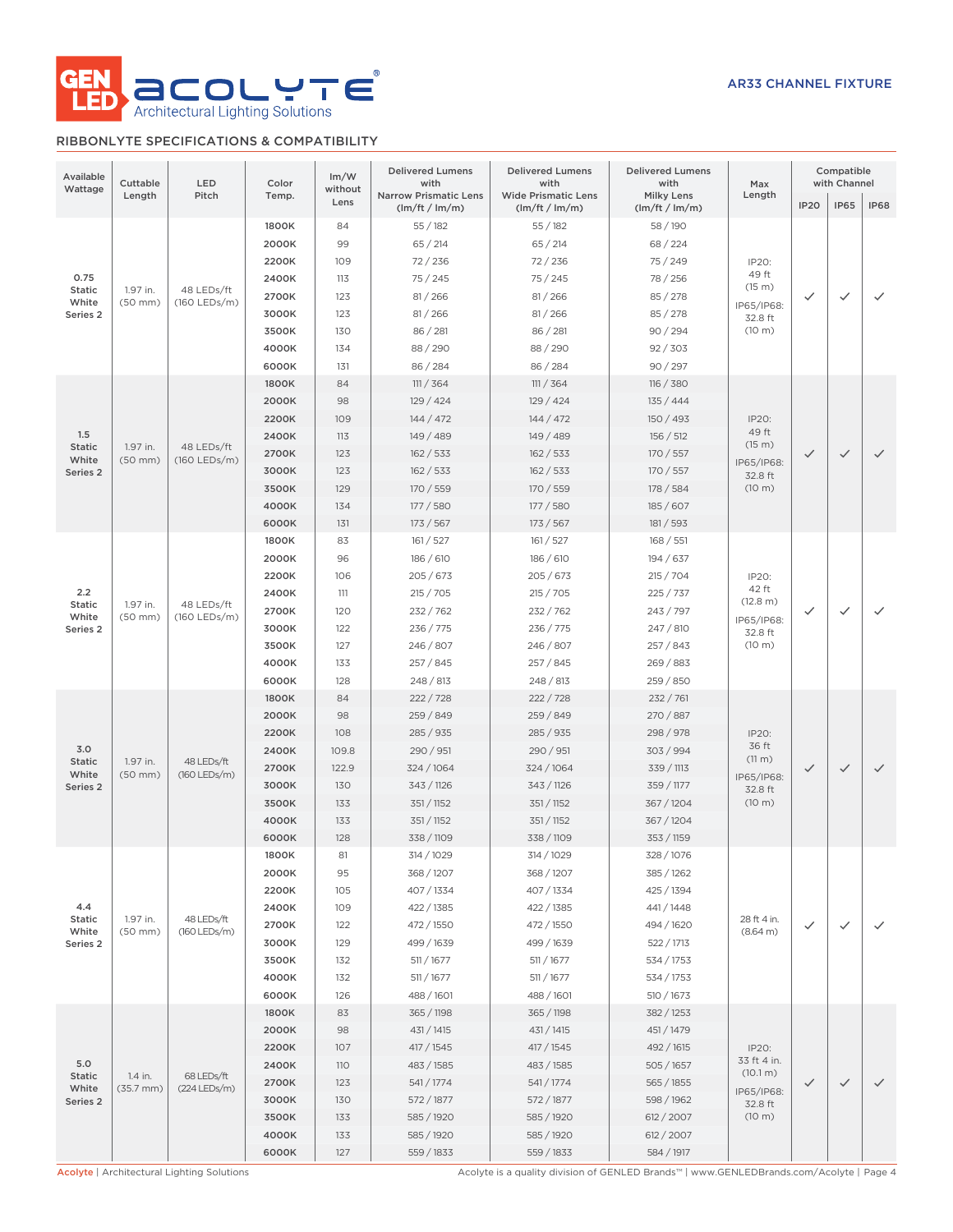GENLED ACOLYTE® Architectural Lighting Solutions

AR33 CHANNEL FIXTURE

## RIBBONLYTE SPECIFICATIONS & COMPATIBILITY

| Available Wattage | Cuttable Length | LED Pitch | Color Temp. | lm/W without Lens | Delivered Lumens with Narrow Prismatic Lens (lm/ft / lm/m) | Delivered Lumens with Wide Prismatic Lens (lm/ft / lm/m) | Delivered Lumens with Milky Lens (lm/ft / lm/m) | Max Length | Compatible with Channel | | |
|---|---|---|---|---|---|---|---|---|---|---|---|
| | | | | | | | | | IP20 | IP65 | IP68 |
| 0.75 Static White Series 2 | 1.97 in. (50 mm) | 48 LEDs/ft (160 LEDs/m) | 1800K | 84 | 55 / 182 | 55 / 182 | 58 / 190 | IP20: 49 ft (15 m) IP65/IP68: 32.8 ft (10 m) | ✓ | ✓ | ✓ |
| | | | 2000K | 99 | 65 / 214 | 65 / 214 | 68 / 224 | | | | |
| | | | 2200K | 109 | 72 / 236 | 72 / 236 | 75 / 249 | | | | |
| | | | 2400K | 113 | 75 / 245 | 75 / 245 | 78 / 256 | | | | |
| | | | 2700K | 123 | 81 / 266 | 81 / 266 | 85 / 278 | | | | |
| | | | 3000K | 123 | 81 / 266 | 81 / 266 | 85 / 278 | | | | |
| | | | 3500K | 130 | 86 / 281 | 86 / 281 | 90 / 294 | | | | |
| | | | 4000K | 134 | 88 / 290 | 88 / 290 | 92 / 303 | | | | |
| | | | 6000K | 131 | 86 / 284 | 86 / 284 | 90 / 297 | | | | |
| 1.5 Static White Series 2 | 1.97 in. (50 mm) | 48 LEDs/ft (160 LEDs/m) | 1800K | 84 | 111 / 364 | 111 / 364 | 116 / 380 | IP20: 49 ft (15 m) IP65/IP68: 32.8 ft (10 m) | ✓ | ✓ | ✓ |
| | | | 2000K | 98 | 129 / 424 | 129 / 424 | 135 / 444 | | | | |
| | | | 2200K | 109 | 144 / 472 | 144 / 472 | 150 / 493 | | | | |
| | | | 2400K | 113 | 149 / 489 | 149 / 489 | 156 / 512 | | | | |
| | | | 2700K | 123 | 162 / 533 | 162 / 533 | 170 / 557 | | | | |
| | | | 3000K | 123 | 162 / 533 | 162 / 533 | 170 / 557 | | | | |
| | | | 3500K | 129 | 170 / 559 | 170 / 559 | 178 / 584 | | | | |
| | | | 4000K | 134 | 177 / 580 | 177 / 580 | 185 / 607 | | | | |
| | | | 6000K | 131 | 173 / 567 | 173 / 567 | 181 / 593 | | | | |
| 2.2 Static White Series 2 | 1.97 in. (50 mm) | 48 LEDs/ft (160 LEDs/m) | 1800K | 83 | 161 / 527 | 161 / 527 | 168 / 551 | IP20: 42 ft (12.8 m) IP65/IP68: 32.8 ft (10 m) | ✓ | ✓ | ✓ |
| | | | 2000K | 96 | 186 / 610 | 186 / 610 | 194 / 637 | | | | |
| | | | 2200K | 106 | 205 / 673 | 205 / 673 | 215 / 704 | | | | |
| | | | 2400K | 111 | 215 / 705 | 215 / 705 | 225 / 737 | | | | |
| | | | 2700K | 120 | 232 / 762 | 232 / 762 | 243 / 797 | | | | |
| | | | 3000K | 122 | 236 / 775 | 236 / 775 | 247 / 810 | | | | |
| | | | 3500K | 127 | 246 / 807 | 246 / 807 | 257 / 843 | | | | |
| | | | 4000K | 133 | 257 / 845 | 257 / 845 | 269 / 883 | | | | |
| | | | 6000K | 128 | 248 / 813 | 248 / 813 | 259 / 850 | | | | |
| 3.0 Static White Series 2 | 1.97 in. (50 mm) | 48 LEDs/ft (160 LEDs/m) | 1800K | 84 | 222 / 728 | 222 / 728 | 232 / 761 | IP20: 36 ft (11 m) IP65/IP68: 32.8 ft (10 m) | ✓ | ✓ | ✓ |
| | | | 2000K | 98 | 259 / 849 | 259 / 849 | 270 / 887 | | | | |
| | | | 2200K | 108 | 285 / 935 | 285 / 935 | 298 / 978 | | | | |
| | | | 2400K | 109.8 | 290 / 951 | 290 / 951 | 303 / 994 | | | | |
| | | | 2700K | 122.9 | 324 / 1064 | 324 / 1064 | 339 / 1113 | | | | |
| | | | 3000K | 130 | 343 / 1126 | 343 / 1126 | 359 / 1177 | | | | |
| | | | 3500K | 133 | 351 / 1152 | 351 / 1152 | 367 / 1204 | | | | |
| | | | 4000K | 133 | 351 / 1152 | 351 / 1152 | 367 / 1204 | | | | |
| | | | 6000K | 128 | 338 / 1109 | 338 / 1109 | 353 / 1159 | | | | |
| 4.4 Static White Series 2 | 1.97 in. (50 mm) | 48 LEDs/ft (160 LEDs/m) | 1800K | 81 | 314 / 1029 | 314 / 1029 | 328 / 1076 | 28 ft 4 in. (8.64 m) | ✓ | ✓ | ✓ |
| | | | 2000K | 95 | 368 / 1207 | 368 / 1207 | 385 / 1262 | | | | |
| | | | 2200K | 105 | 407 / 1334 | 407 / 1334 | 425 / 1394 | | | | |
| | | | 2400K | 109 | 422 / 1385 | 422 / 1385 | 441 / 1448 | | | | |
| | | | 2700K | 122 | 472 / 1550 | 472 / 1550 | 494 / 1620 | | | | |
| | | | 3000K | 129 | 499 / 1639 | 499 / 1639 | 522 / 1713 | | | | |
| | | | 3500K | 132 | 511 / 1677 | 511 / 1677 | 534 / 1753 | | | | |
| | | | 4000K | 132 | 511 / 1677 | 511 / 1677 | 534 / 1753 | | | | |
| | | | 6000K | 126 | 488 / 1601 | 488 / 1601 | 510 / 1673 | | | | |
| 5.0 Static White Series 2 | 1.4 in. (35.7 mm) | 68 LEDs/ft (224 LEDs/m) | 1800K | 83 | 365 / 1198 | 365 / 1198 | 382 / 1253 | IP20: 33 ft 4 in. (10.1 m) IP65/IP68: 32.8 ft (10 m) | ✓ | ✓ | ✓ |
| | | | 2000K | 98 | 431 / 1415 | 431 / 1415 | 451 / 1479 | | | | |
| | | | 2200K | 107 | 417 / 1545 | 417 / 1545 | 492 / 1615 | | | | |
| | | | 2400K | 110 | 483 / 1585 | 483 / 1585 | 505 / 1657 | | | | |
| | | | 2700K | 123 | 541 / 1774 | 541 / 1774 | 565 / 1855 | | | | |
| | | | 3000K | 130 | 572 / 1877 | 572 / 1877 | 598 / 1962 | | | | |
| | | | 3500K | 133 | 585 / 1920 | 585 / 1920 | 612 / 2007 | | | | |
| | | | 4000K | 133 | 585 / 1920 | 585 / 1920 | 612 / 2007 | | | | |
| | | | 6000K | 127 | 559 / 1833 | 559 / 1833 | 584 / 1917 | | | | |

Acolyte | Architectural Lighting Solutions — Acolyte is a quality division of GENLED Brands™ | www.GENLEDBrands.com/Acolyte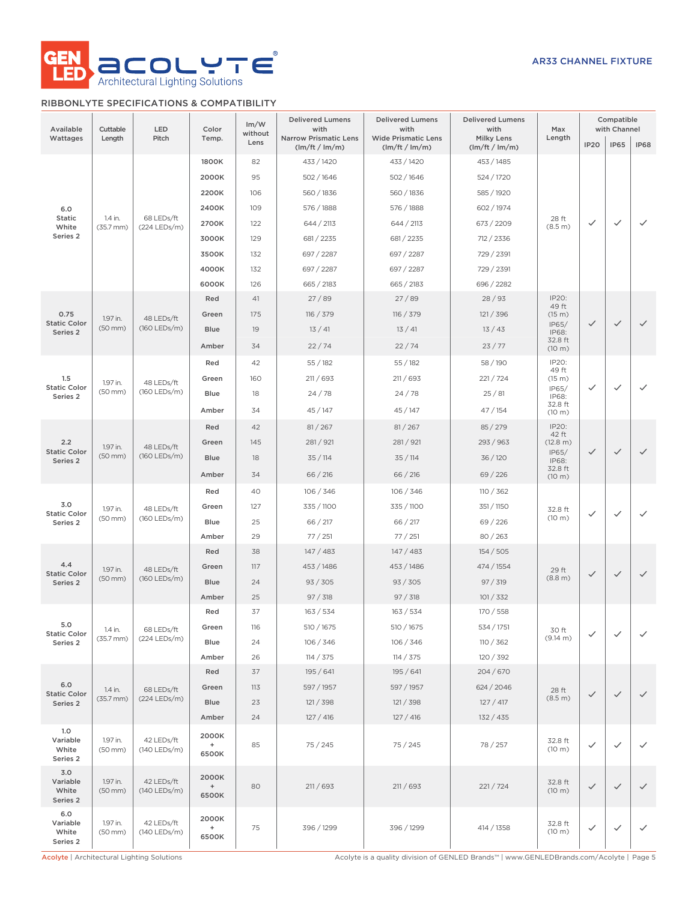# AR33 CHANNEL FIXTURE

## RIBBONLYTE SPECIFICATIONS & COMPATIBILITY

| Available Wattages | Cuttable Length | LED Pitch | Color Temp. | lm/W without Lens | Delivered Lumens with Narrow Prismatic Lens (lm/ft / lm/m) | Delivered Lumens with Wide Prismatic Lens (lm/ft / lm/m) | Delivered Lumens with Milky Lens (lm/ft / lm/m) | Max Length | Compatible with Channel | | |
|---|---|---|---|---|---|---|---|---|---|---|---|
| | | | | | | | | | IP20 | IP65 | IP68 |
| 6.0 Static White Series 2 | 1.4 in. (35.7 mm) | 68 LEDs/ft (224 LEDs/m) | 1800K | 82 | 433 / 1420 | 433 / 1420 | 453 / 1485 | 28 ft (8.5 m) | ✓ | ✓ | ✓ |
| | | | 2000K | 95 | 502 / 1646 | 502 / 1646 | 524 / 1720 | | | | |
| | | | 2200K | 106 | 560 / 1836 | 560 / 1836 | 585 / 1920 | | | | |
| | | | 2400K | 109 | 576 / 1888 | 576 / 1888 | 602 / 1974 | | | | |
| | | | 2700K | 122 | 644 / 2113 | 644 / 2113 | 673 / 2209 | | | | |
| | | | 3000K | 129 | 681 / 2235 | 681 / 2235 | 712 / 2336 | | | | |
| | | | 3500K | 132 | 697 / 2287 | 697 / 2287 | 729 / 2391 | | | | |
| | | | 4000K | 132 | 697 / 2287 | 697 / 2287 | 729 / 2391 | | | | |
| | | | 6000K | 126 | 665 / 2183 | 665 / 2183 | 696 / 2282 | | | | |
| 0.75 Static Color Series 2 | 1.97 in. (50 mm) | 48 LEDs/ft (160 LEDs/m) | Red | 41 | 27 / 89 | 27 / 89 | 28 / 93 | IP20: 49 ft (15 m) IP65/ IP68: 32.8 ft (10 m) | ✓ | ✓ | ✓ |
| | | | Green | 175 | 116 / 379 | 116 / 379 | 121 / 396 | | | | |
| | | | Blue | 19 | 13 / 41 | 13 / 41 | 13 / 43 | | | | |
| | | | Amber | 34 | 22 / 74 | 22 / 74 | 23 / 77 | | | | |
| 1.5 Static Color Series 2 | 1.97 in. (50 mm) | 48 LEDs/ft (160 LEDs/m) | Red | 42 | 55 / 182 | 55 / 182 | 58 / 190 | IP20: 49 ft (15 m) IP65/ IP68: 32.8 ft (10 m) | ✓ | ✓ | ✓ |
| | | | Green | 160 | 211 / 693 | 211 / 693 | 221 / 724 | | | | |
| | | | Blue | 18 | 24 / 78 | 24 / 78 | 25 / 81 | | | | |
| | | | Amber | 34 | 45 / 147 | 45 / 147 | 47 / 154 | | | | |
| 2.2 Static Color Series 2 | 1.97 in. (50 mm) | 48 LEDs/ft (160 LEDs/m) | Red | 42 | 81 / 267 | 81 / 267 | 85 / 279 | IP20: 42 ft (12.8 m) IP65/ IP68: 32.8 ft (10 m) | ✓ | ✓ | ✓ |
| | | | Green | 145 | 281 / 921 | 281 / 921 | 293 / 963 | | | | |
| | | | Blue | 18 | 35 / 114 | 35 / 114 | 36 / 120 | | | | |
| | | | Amber | 34 | 66 / 216 | 66 / 216 | 69 / 226 | | | | |
| 3.0 Static Color Series 2 | 1.97 in. (50 mm) | 48 LEDs/ft (160 LEDs/m) | Red | 40 | 106 / 346 | 106 / 346 | 110 / 362 | 32.8 ft (10 m) | ✓ | ✓ | ✓ |
| | | | Green | 127 | 335 / 1100 | 335 / 1100 | 351 / 1150 | | | | |
| | | | Blue | 25 | 66 / 217 | 66 / 217 | 69 / 226 | | | | |
| | | | Amber | 29 | 77 / 251 | 77 / 251 | 80 / 263 | | | | |
| 4.4 Static Color Series 2 | 1.97 in. (50 mm) | 48 LEDs/ft (160 LEDs/m) | Red | 38 | 147 / 483 | 147 / 483 | 154 / 505 | 29 ft (8.8 m) | ✓ | ✓ | ✓ |
| | | | Green | 117 | 453 / 1486 | 453 / 1486 | 474 / 1554 | | | | |
| | | | Blue | 24 | 93 / 305 | 93 / 305 | 97 / 319 | | | | |
| | | | Amber | 25 | 97 / 318 | 97 / 318 | 101 / 332 | | | | |
| 5.0 Static Color Series 2 | 1.4 in. (35.7 mm) | 68 LEDs/ft (224 LEDs/m) | Red | 37 | 163 / 534 | 163 / 534 | 170 / 558 | 30 ft (9.14 m) | ✓ | ✓ | ✓ |
| | | | Green | 116 | 510 / 1675 | 510 / 1675 | 534 / 1751 | | | | |
| | | | Blue | 24 | 106 / 346 | 106 / 346 | 110 / 362 | | | | |
| | | | Amber | 26 | 114 / 375 | 114 / 375 | 120 / 392 | | | | |
| 6.0 Static Color Series 2 | 1.4 in. (35.7 mm) | 68 LEDs/ft (224 LEDs/m) | Red | 37 | 195 / 641 | 195 / 641 | 204 / 670 | 28 ft (8.5 m) | ✓ | ✓ | ✓ |
| | | | Green | 113 | 597 / 1957 | 597 / 1957 | 624 / 2046 | | | | |
| | | | Blue | 23 | 121 / 398 | 121 / 398 | 127 / 417 | | | | |
| | | | Amber | 24 | 127 / 416 | 127 / 416 | 132 / 435 | | | | |
| 1.0 Variable White Series 2 | 1.97 in. (50 mm) | 42 LEDs/ft (140 LEDs/m) | 2000K + 6500K | 85 | 75 / 245 | 75 / 245 | 78 / 257 | 32.8 ft (10 m) | ✓ | ✓ | ✓ |
| 3.0 Variable White Series 2 | 1.97 in. (50 mm) | 42 LEDs/ft (140 LEDs/m) | 2000K + 6500K | 80 | 211 / 693 | 211 / 693 | 221 / 724 | 32.8 ft (10 m) | ✓ | ✓ | ✓ |
| 6.0 Variable White Series 2 | 1.97 in. (50 mm) | 42 LEDs/ft (140 LEDs/m) | 2000K + 6500K | 75 | 396 / 1299 | 396 / 1299 | 414 / 1358 | 32.8 ft (10 m) | ✓ | ✓ | ✓ |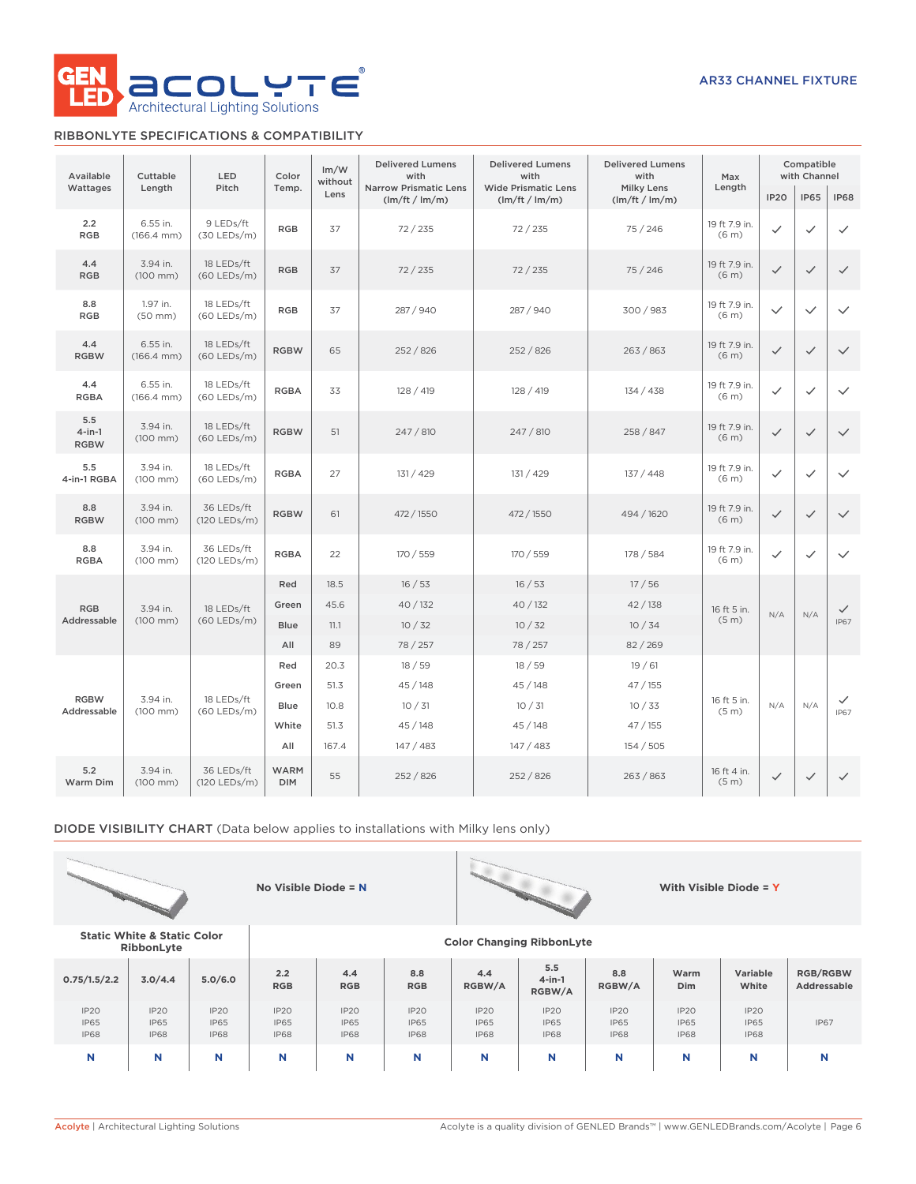AR33 CHANNEL FIXTURE

## RIBBONLYTE SPECIFICATIONS & COMPATIBILITY

| Available Wattages | Cuttable Length | LED Pitch | Color Temp. | lm/W without Lens | Delivered Lumens with Narrow Prismatic Lens (lm/ft / lm/m) | Delivered Lumens with Wide Prismatic Lens (lm/ft / lm/m) | Delivered Lumens with Milky Lens (lm/ft / lm/m) | Max Length | Compatible with Channel | | |
|---|---|---|---|---|---|---|---|---|---|---|---|
| | | | | | | | | | IP20 | IP65 | IP68 |
| 2.2 RGB | 6.55 in. (166.4 mm) | 9 LEDs/ft (30 LEDs/m) | RGB | 37 | 72 / 235 | 72 / 235 | 75 / 246 | 19 ft 7.9 in. (6 m) | ✓ | ✓ | ✓ |
| 4.4 RGB | 3.94 in. (100 mm) | 18 LEDs/ft (60 LEDs/m) | RGB | 37 | 72 / 235 | 72 / 235 | 75 / 246 | 19 ft 7.9 in. (6 m) | ✓ | ✓ | ✓ |
| 8.8 RGB | 1.97 in. (50 mm) | 18 LEDs/ft (60 LEDs/m) | RGB | 37 | 287 / 940 | 287 / 940 | 300 / 983 | 19 ft 7.9 in. (6 m) | ✓ | ✓ | ✓ |
| 4.4 RGBW | 6.55 in. (166.4 mm) | 18 LEDs/ft (60 LEDs/m) | RGBW | 65 | 252 / 826 | 252 / 826 | 263 / 863 | 19 ft 7.9 in. (6 m) | ✓ | ✓ | ✓ |
| 4.4 RGBA | 6.55 in. (166.4 mm) | 18 LEDs/ft (60 LEDs/m) | RGBA | 33 | 128 / 419 | 128 / 419 | 134 / 438 | 19 ft 7.9 in. (6 m) | ✓ | ✓ | ✓ |
| 5.5 4-in-1 RGBW | 3.94 in. (100 mm) | 18 LEDs/ft (60 LEDs/m) | RGBW | 51 | 247 / 810 | 247 / 810 | 258 / 847 | 19 ft 7.9 in. (6 m) | ✓ | ✓ | ✓ |
| 5.5 4-in-1 RGBA | 3.94 in. (100 mm) | 18 LEDs/ft (60 LEDs/m) | RGBA | 27 | 131 / 429 | 131 / 429 | 137 / 448 | 19 ft 7.9 in. (6 m) | ✓ | ✓ | ✓ |
| 8.8 RGBW | 3.94 in. (100 mm) | 36 LEDs/ft (120 LEDs/m) | RGBW | 61 | 472 / 1550 | 472 / 1550 | 494 / 1620 | 19 ft 7.9 in. (6 m) | ✓ | ✓ | ✓ |
| 8.8 RGBA | 3.94 in. (100 mm) | 36 LEDs/ft (120 LEDs/m) | RGBA | 22 | 170 / 559 | 170 / 559 | 178 / 584 | 19 ft 7.9 in. (6 m) | ✓ | ✓ | ✓ |
| RGB Addressable | 3.94 in. (100 mm) | 18 LEDs/ft (60 LEDs/m) | Red | 18.5 | 16 / 53 | 16 / 53 | 17 / 56 | 16 ft 5 in. (5 m) | N/A | N/A | ✓ IP67 |
| | | | Green | 45.6 | 40 / 132 | 40 / 132 | 42 / 138 | | | | |
| | | | Blue | 11.1 | 10 / 32 | 10 / 32 | 10 / 34 | | | | |
| | | | All | 89 | 78 / 257 | 78 / 257 | 82 / 269 | | | | |
| RGBW Addressable | 3.94 in. (100 mm) | 18 LEDs/ft (60 LEDs/m) | Red | 20.3 | 18 / 59 | 18 / 59 | 19 / 61 | 16 ft 5 in. (5 m) | N/A | N/A | ✓ IP67 |
| | | | Green | 51.3 | 45 / 148 | 45 / 148 | 47 / 155 | | | | |
| | | | Blue | 10.8 | 10 / 31 | 10 / 31 | 10 / 33 | | | | |
| | | | White | 51.3 | 45 / 148 | 45 / 148 | 47 / 155 | | | | |
| | | | All | 167.4 | 147 / 483 | 147 / 483 | 154 / 505 | | | | |
| 5.2 Warm Dim | 3.94 in. (100 mm) | 36 LEDs/ft (120 LEDs/m) | WARM DIM | 55 | 252 / 826 | 252 / 826 | 263 / 863 | 16 ft 4 in. (5 m) | ✓ | ✓ | ✓ |

## DIODE VISIBILITY CHART (Data below applies to installations with Milky lens only)

**No Visible Diode = N** | **With Visible Diode = Y**

| Static White & Static Color RibbonLyte | | | Color Changing RibbonLyte | | | | | | | | |
|---|---|---|---|---|---|---|---|---|---|---|---|
| **0.75/1.5/2.2** | **3.0/4.4** | **5.0/6.0** | **2.2 RGB** | **4.4 RGB** | **8.8 RGB** | **4.4 RGBW/A** | **5.5 4-in-1 RGBW/A** | **8.8 RGBW/A** | **Warm Dim** | **Variable White** | **RGB/RGBW Addressable** |
| IP20 IP65 IP68 | IP20 IP65 IP68 | IP20 IP65 IP68 | IP20 IP65 IP68 | IP20 IP65 IP68 | IP20 IP65 IP68 | IP20 IP65 IP68 | IP20 IP65 IP68 | IP20 IP65 IP68 | IP20 IP65 IP68 | IP20 IP65 IP68 | IP67 |
| N | N | N | N | N | N | N | N | N | N | N | N |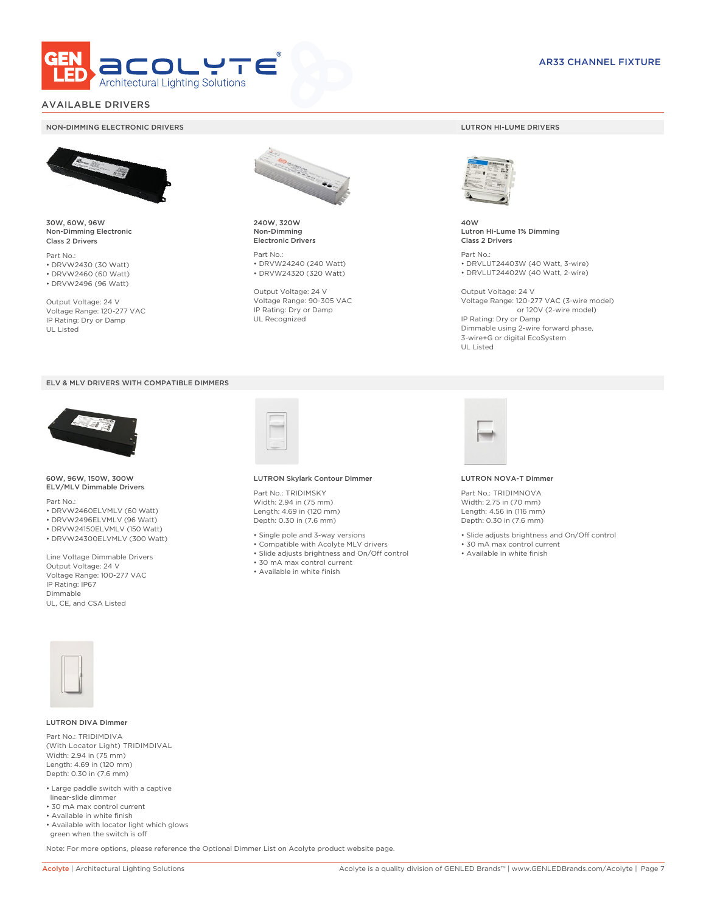AR33 CHANNEL FIXTURE

## AVAILABLE DRIVERS

### NON-DIMMING ELECTRONIC DRIVERS

**30W, 60W, 96W**
**Non-Dimming Electronic**
**Class 2 Drivers**

Part No.:
- DRVW2430 (30 Watt)
- DRVW2460 (60 Watt)
- DRVW2496 (96 Watt)

Output Voltage: 24 V
Voltage Range: 120-277 VAC
IP Rating: Dry or Damp
UL Listed

**240W, 320W**
**Non-Dimming**
**Electronic Drivers**

Part No.:
- DRVW24240 (240 Watt)
- DRVW24320 (320 Watt)

Output Voltage: 24 V
Voltage Range: 90-305 VAC
IP Rating: Dry or Damp
UL Recognized

### LUTRON HI-LUME DRIVERS

**40W**
**Lutron Hi-Lume 1% Dimming**
**Class 2 Drivers**

Part No.:
- DRVLUT24403W (40 Watt, 3-wire)
- DRVLUT24402W (40 Watt, 2-wire)

Output Voltage: 24 V
Voltage Range: 120-277 VAC (3-wire model)
or 120V (2-wire model)
IP Rating: Dry or Damp
Dimmable using 2-wire forward phase,
3-wire+G or digital EcoSystem
UL Listed

### ELV & MLV DRIVERS WITH COMPATIBLE DIMMERS

**60W, 96W, 150W, 300W**
**ELV/MLV Dimmable Drivers**

Part No.:
- DRVW2460ELVMLV (60 Watt)
- DRVW2496ELVMLV (96 Watt)
- DRVW24150ELVMLV (150 Watt)
- DRVW24300ELVMLV (300 Watt)

Line Voltage Dimmable Drivers
Output Voltage: 24 V
Voltage Range: 100-277 VAC
IP Rating: IP67
Dimmable
UL, CE, and CSA Listed

**LUTRON Skylark Contour Dimmer**

Part No.: TRIDIMSKY
Width: 2.94 in (75 mm)
Length: 4.69 in (120 mm)
Depth: 0.30 in (7.6 mm)

- Single pole and 3-way versions
- Compatible with Acolyte MLV drivers
- Slide adjusts brightness and On/Off control
- 30 mA max control current
- Available in white finish

**LUTRON NOVA-T Dimmer**

Part No.: TRIDIMNOVA
Width: 2.75 in (70 mm)
Length: 4.56 in (116 mm)
Depth: 0.30 in (7.6 mm)

- Slide adjusts brightness and On/Off control
- 30 mA max control current
- Available in white finish

**LUTRON DIVA Dimmer**

Part No.: TRIDIMDIVA
(With Locator Light) TRIDIMDIVAL
Width: 2.94 in (75 mm)
Length: 4.69 in (120 mm)
Depth: 0.30 in (7.6 mm)

- Large paddle switch with a captive linear-slide dimmer
- 30 mA max control current
- Available in white finish
- Available with locator light which glows green when the switch is off

Note: For more options, please reference the Optional Dimmer List on Acolyte product website page.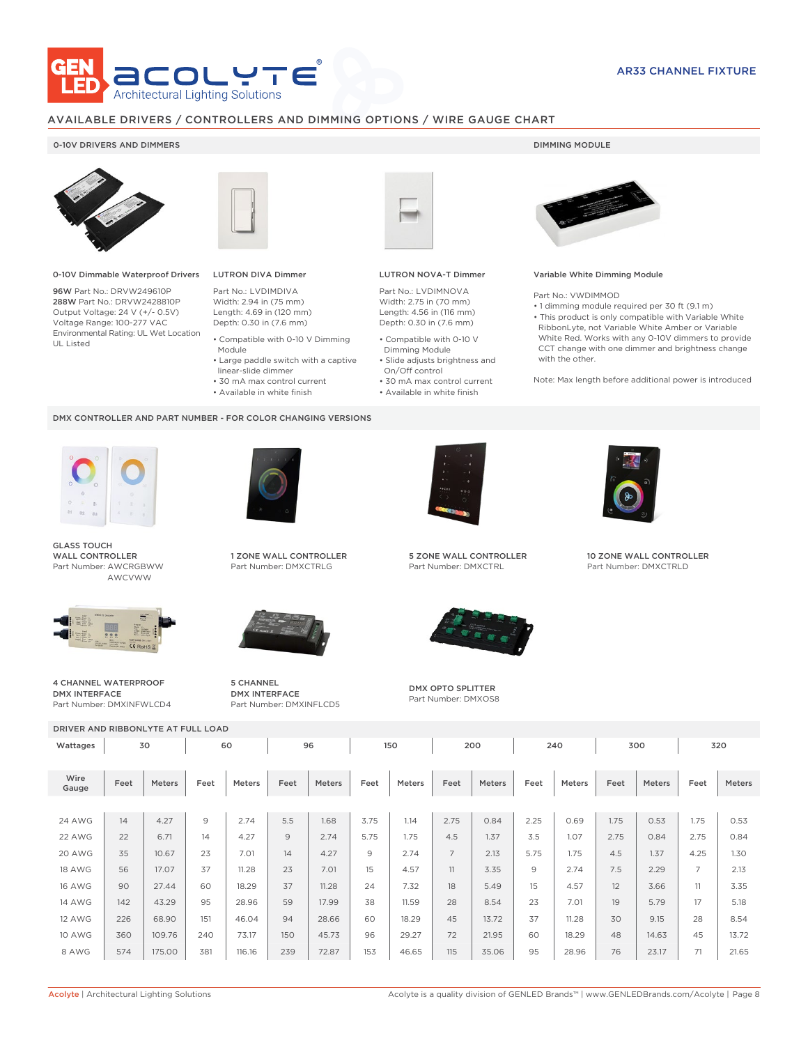AR33 CHANNEL FIXTURE

## AVAILABLE DRIVERS / CONTROLLERS AND DIMMING OPTIONS / WIRE GAUGE CHART

### 0-10V DRIVERS AND DIMMERS

**0-10V Dimmable Waterproof Drivers**

**96W** Part No.: DRVW249610P
**288W** Part No.: DRVW2428810P
Output Voltage: 24 V (+/- 0.5V)
Voltage Range: 100-277 VAC
Environmental Rating: UL Wet Location
UL Listed

**LUTRON DIVA Dimmer**

Part No.: LVDIMDIVA
Width: 2.94 in (75 mm)
Length: 4.69 in (120 mm)
Depth: 0.30 in (7.6 mm)

- Compatible with 0-10 V Dimming Module
- Large paddle switch with a captive linear-slide dimmer
- 30 mA max control current
- Available in white finish

**LUTRON NOVA-T Dimmer**

Part No.: LVDIMNOVA
Width: 2.75 in (70 mm)
Length: 4.56 in (116 mm)
Depth: 0.30 in (7.6 mm)

- Compatible with 0-10 V Dimming Module
- Slide adjusts brightness and On/Off control
- 30 mA max control current
- Available in white finish

### DIMMING MODULE

**Variable White Dimming Module**

Part No.: VWDIMMOD
- 1 dimming module required per 30 ft (9.1 m)
- This product is only compatible with Variable White RibbonLyte, not Variable White Amber or Variable White Red. Works with any 0-10V dimmers to provide CCT change with one dimmer and brightness change with the other.

Note: Max length before additional power is introduced

### DMX CONTROLLER AND PART NUMBER - FOR COLOR CHANGING VERSIONS

**GLASS TOUCH WALL CONTROLLER**
Part Number: AWCRGBWW
AWCVWW

**1 ZONE WALL CONTROLLER**
Part Number: DMXCTRLG

**5 ZONE WALL CONTROLLER**
Part Number: DMXCTRL

**10 ZONE WALL CONTROLLER**
Part Number: DMXCTRLD

**4 CHANNEL WATERPROOF DMX INTERFACE**
Part Number: DMXINFWLCD4

**5 CHANNEL DMX INTERFACE**
Part Number: DMXINFLCD5

**DMX OPTO SPLITTER**
Part Number: DMXOS8

### DRIVER AND RIBBONLYTE AT FULL LOAD

| Wattages | 30 | | 60 | | 96 | | 150 | | 200 | | 240 | | 300 | | 320 | |
|---|---|---|---|---|---|---|---|---|---|---|---|---|---|---|---|---|
| Wire Gauge | Feet | Meters | Feet | Meters | Feet | Meters | Feet | Meters | Feet | Meters | Feet | Meters | Feet | Meters | Feet | Meters |
| 24 AWG | 14 | 4.27 | 9 | 2.74 | 5.5 | 1.68 | 3.75 | 1.14 | 2.75 | 0.84 | 2.25 | 0.69 | 1.75 | 0.53 | 1.75 | 0.53 |
| 22 AWG | 22 | 6.71 | 14 | 4.27 | 9 | 2.74 | 5.75 | 1.75 | 4.5 | 1.37 | 3.5 | 1.07 | 2.75 | 0.84 | 2.75 | 0.84 |
| 20 AWG | 35 | 10.67 | 23 | 7.01 | 14 | 4.27 | 9 | 2.74 | 7 | 2.13 | 5.75 | 1.75 | 4.5 | 1.37 | 4.25 | 1.30 |
| 18 AWG | 56 | 17.07 | 37 | 11.28 | 23 | 7.01 | 15 | 4.57 | 11 | 3.35 | 9 | 2.74 | 7.5 | 2.29 | 7 | 2.13 |
| 16 AWG | 90 | 27.44 | 60 | 18.29 | 37 | 11.28 | 24 | 7.32 | 18 | 5.49 | 15 | 4.57 | 12 | 3.66 | 11 | 3.35 |
| 14 AWG | 142 | 43.29 | 95 | 28.96 | 59 | 17.99 | 38 | 11.59 | 28 | 8.54 | 23 | 7.01 | 19 | 5.79 | 17 | 5.18 |
| 12 AWG | 226 | 68.90 | 151 | 46.04 | 94 | 28.66 | 60 | 18.29 | 45 | 13.72 | 37 | 11.28 | 30 | 9.15 | 28 | 8.54 |
| 10 AWG | 360 | 109.76 | 240 | 73.17 | 150 | 45.73 | 96 | 29.27 | 72 | 21.95 | 60 | 18.29 | 48 | 14.63 | 45 | 13.72 |
| 8 AWG | 574 | 175.00 | 381 | 116.16 | 239 | 72.87 | 153 | 46.65 | 115 | 35.06 | 95 | 28.96 | 76 | 23.17 | 71 | 21.65 |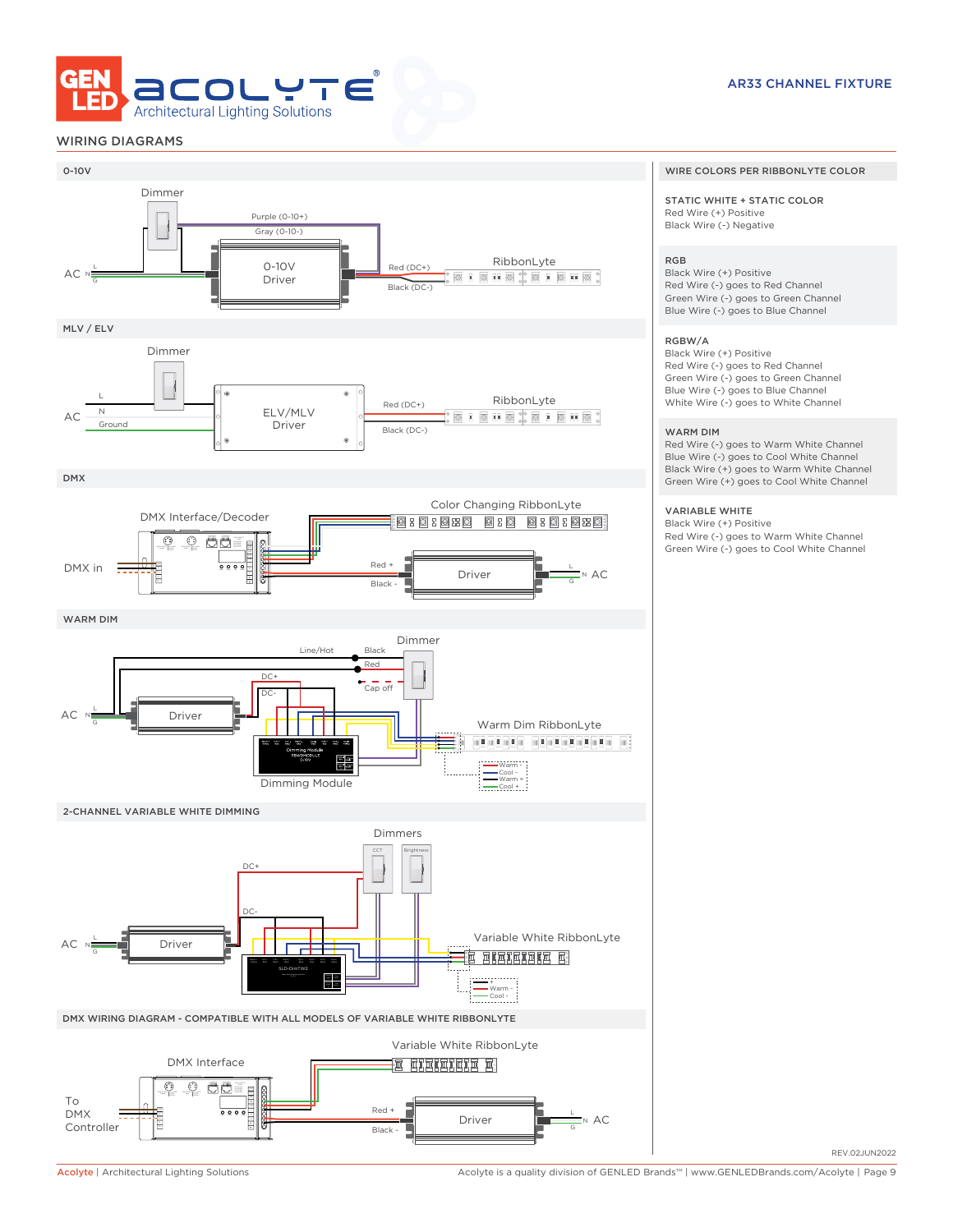GEN LED acolyte® Architectural Lighting Solutions

AR33 CHANNEL FIXTURE

## WIRING DIAGRAMS

### 0-10V

Dimmer

Purple (0-10+)

Gray (0-10-)

AC L N G

0-10V Driver

Red (DC+)

Black (DC-)

RibbonLyte

### MLV / ELV

Dimmer

AC L N Ground

ELV/MLV Driver

Red (DC+)

Black (DC-)

RibbonLyte

### DMX

DMX Interface/Decoder

Color Changing RibbonLyte

DMX in

Red +

Black -

Driver

L N AC G

### WARM DIM

Dimmer

Line/Hot

Black

Red

Cap off

DC+

DC-

AC L N G

Driver

Warm Dim RibbonLyte

Dimming Module

Warm -
Cool -
Warm +
Cool +

### 2-CHANNEL VARIABLE WHITE DIMMING

Dimmers

CCT

Brightness

DC+

DC-

AC L N G

Driver

Variable White RibbonLyte

Warm -
Cool -

### DMX WIRING DIAGRAM - COMPATIBLE WITH ALL MODELS OF VARIABLE WHITE RIBBONLYTE

Variable White RibbonLyte

DMX Interface

To DMX Controller

Red +

Black -

Driver

L N AC G

### WIRE COLORS PER RIBBONLYTE COLOR

**STATIC WHITE + STATIC COLOR**
Red Wire (+) Positive
Black Wire (-) Negative

**RGB**
Black Wire (+) Positive
Red Wire (-) goes to Red Channel
Green Wire (-) goes to Green Channel
Blue Wire (-) goes to Blue Channel

**RGBW/A**
Black Wire (+) Positive
Red Wire (-) goes to Red Channel
Green Wire (-) goes to Green Channel
Blue Wire (-) goes to Blue Channel
White Wire (-) goes to White Channel

**WARM DIM**
Red Wire (-) goes to Warm White Channel
Blue Wire (-) goes to Cool White Channel
Black Wire (+) goes to Warm White Channel
Green Wire (+) goes to Cool White Channel

**VARIABLE WHITE**
Black Wire (+) Positive
Red Wire (-) goes to Warm White Channel
Green Wire (-) goes to Cool White Channel

REV.02JUN2022

Acolyte | Architectural Lighting Solutions    Acolyte is a quality division of GENLED Brands™ | www.GENLEDBrands.com/Acolyte